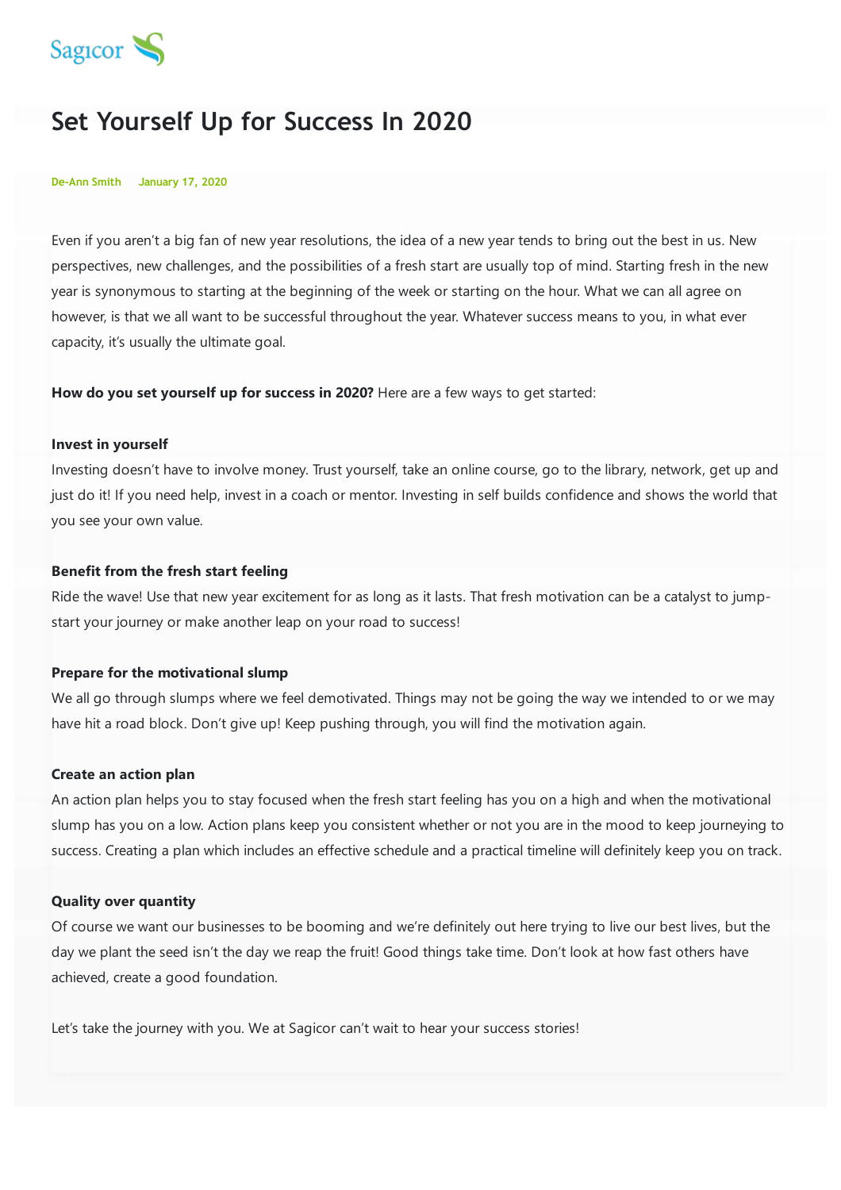Sagicor

# Set Yourself Up for Success In 2020

De-Ann Smith January 17, 2020

Even if you aren't a big fan of new year resolutions, the idea of a new year tends to bring out the best in us. New perspectives, new challenges, and the possibilities of a fresh start are usually top of mind. Starting fresh in the new year is synonymous to starting at the beginning of the week or starting on the hour. What we can all agree on however, is that we all want to be successful throughout the year. Whatever success means to you, in what ever capacity, it's usually the ultimate goal.

**How do you set yourself up for success in 2020?** Here are a few ways to get started:

**Invest in yourself**

Investing doesn't have to involve money. Trust yourself, take an online course, go to the library, network, get up and just do it! If you need help, invest in a coach or mentor. Investing in self builds confidence and shows the world that you see your own value.

**Benefit from the fresh start feeling**

Ride the wave! Use that new year excitement for as long as it lasts. That fresh motivation can be a catalyst to jump-start your journey or make another leap on your road to success!

**Prepare for the motivational slump**

We all go through slumps where we feel demotivated. Things may not be going the way we intended to or we may have hit a road block. Don't give up! Keep pushing through, you will find the motivation again.

**Create an action plan**

An action plan helps you to stay focused when the fresh start feeling has you on a high and when the motivational slump has you on a low. Action plans keep you consistent whether or not you are in the mood to keep journeying to success. Creating a plan which includes an effective schedule and a practical timeline will definitely keep you on track.

**Quality over quantity**

Of course we want our businesses to be booming and we're definitely out here trying to live our best lives, but the day we plant the seed isn't the day we reap the fruit! Good things take time. Don't look at how fast others have achieved, create a good foundation.

Let's take the journey with you. We at Sagicor can't wait to hear your success stories!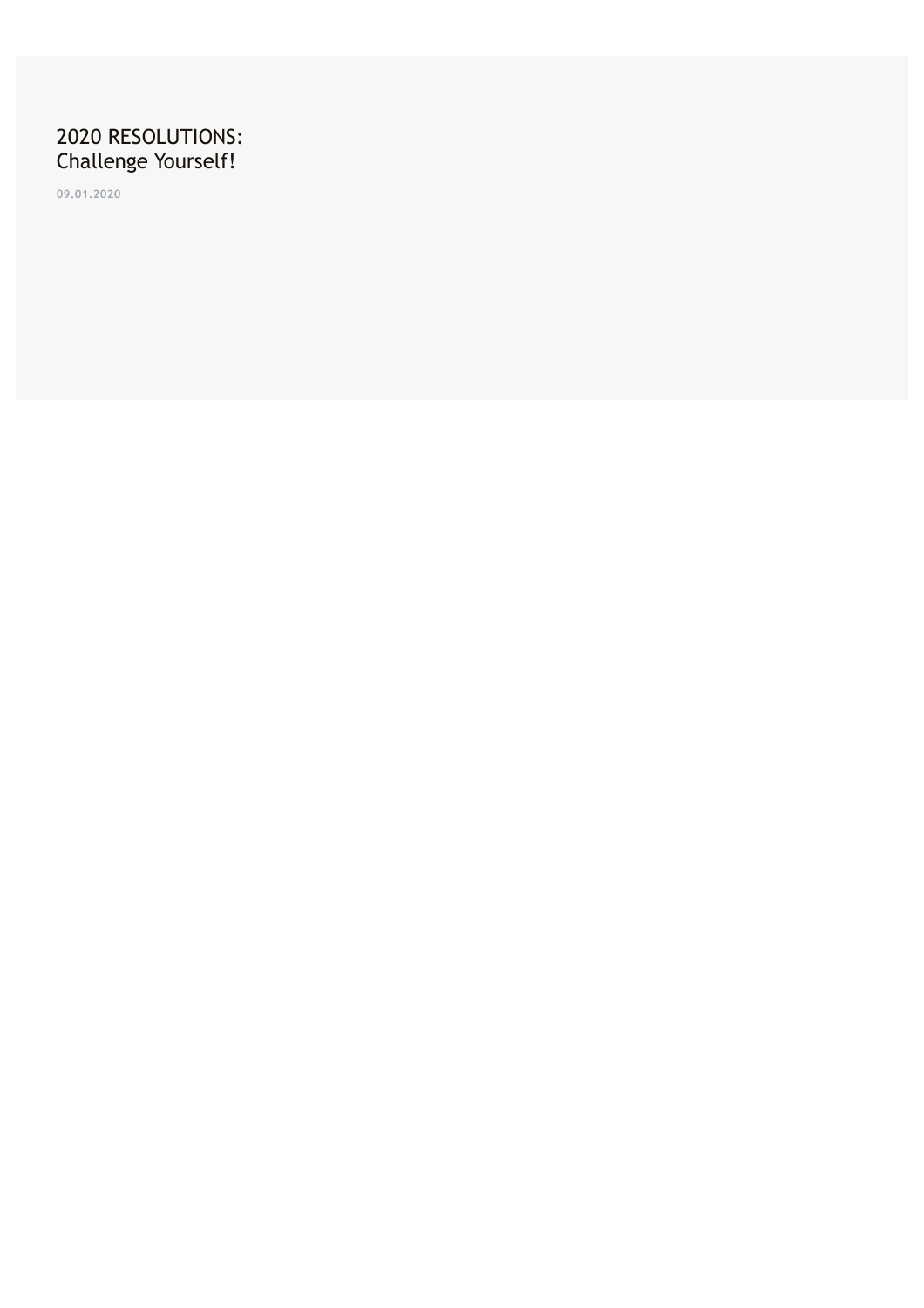2020 RESOLUTIONS:
Challenge Yourself!

09.01.2020